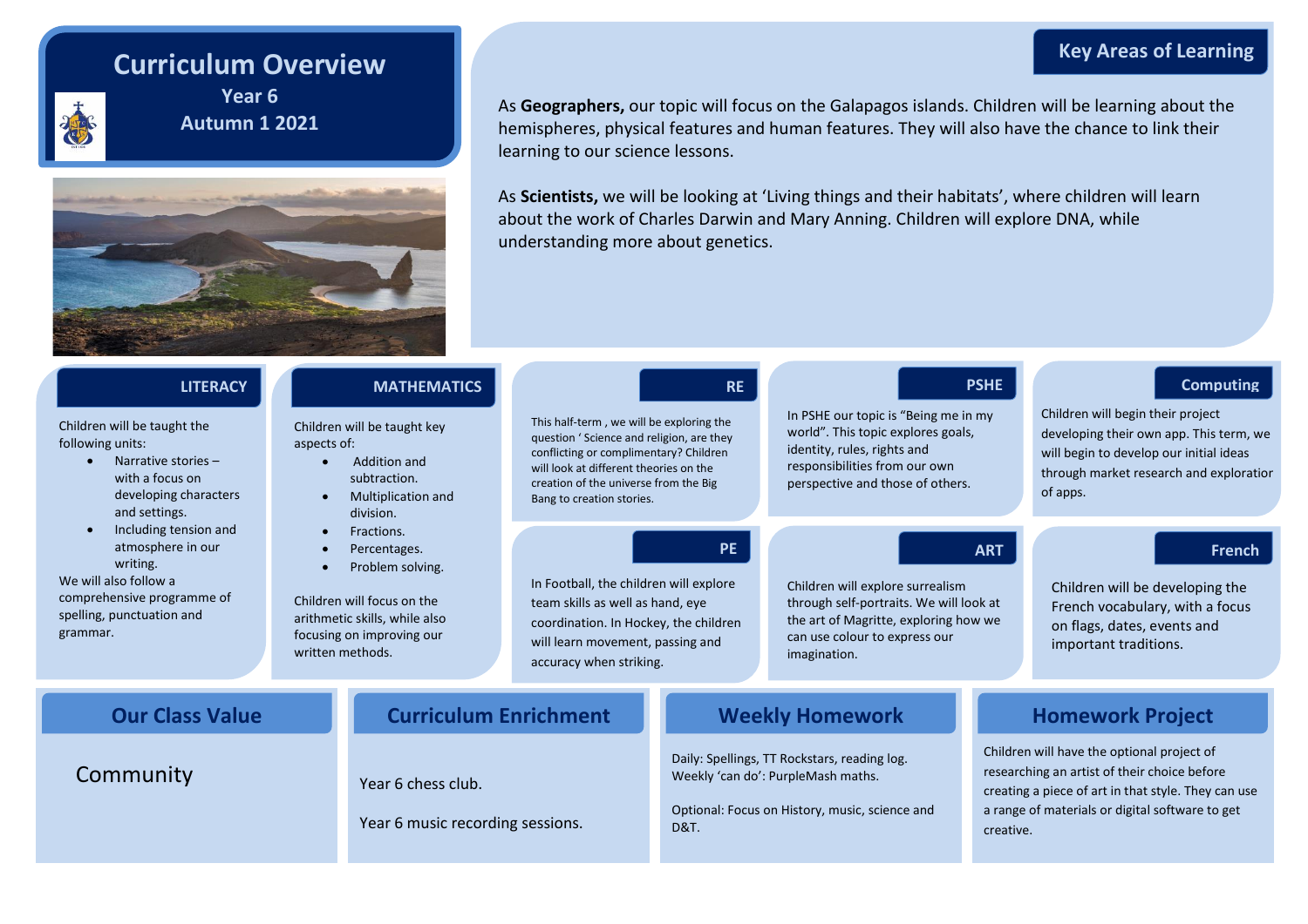# Curriculum Overview

Year 6

Autumn 1 2021

## Key Areas of Learning

As **Geographers,** our topic will focus on the Galapagos islands. Children will be learning about the hemispheres, physical features and human features. They will also have the chance to link their learning to our science lessons.

As **Scientists,** we will be looking at 'Living things and their habitats', where children will learn about the work of Charles Darwin and Mary Anning. Children will explore DNA, while understanding more about genetics.

## LITERACY

Children will be taught the following units:

- Narrative stories – with a focus on developing characters and settings.
- Including tension and atmosphere in our writing.

We will also follow a comprehensive programme of spelling, punctuation and grammar.

## MATHEMATICS

Children will be taught key aspects of:

- Addition and subtraction.
- Multiplication and division.
- Fractions.
- Percentages.
- Problem solving.

Children will focus on the arithmetic skills, while also focusing on improving our written methods.

## RE

This half-term , we will be exploring the question ' Science and religion, are they conflicting or complimentary? Children will look at different theories on the creation of the universe from the Big Bang to creation stories.

## PSHE

In PSHE our topic is "Being me in my world". This topic explores goals, identity, rules, rights and responsibilities from our own perspective and those of others.

## Computing

Children will begin their project developing their own app. This term, we will begin to develop our initial ideas through market research and exploratior of apps.

## PE

In Football, the children will explore team skills as well as hand, eye coordination. In Hockey, the children will learn movement, passing and accuracy when striking.

## ART

Children will explore surrealism through self-portraits. We will look at the art of Magritte, exploring how we can use colour to express our imagination.

## French

Children will be developing the French vocabulary, with a focus on flags, dates, events and important traditions.

## Our Class Value

Community

## Curriculum Enrichment

Year 6 chess club.

Year 6 music recording sessions.

## Weekly Homework

Daily: Spellings, TT Rockstars, reading log.
Weekly 'can do': PurpleMash maths.

Optional: Focus on History, music, science and D&T.

## Homework Project

Children will have the optional project of researching an artist of their choice before creating a piece of art in that style. They can use a range of materials or digital software to get creative.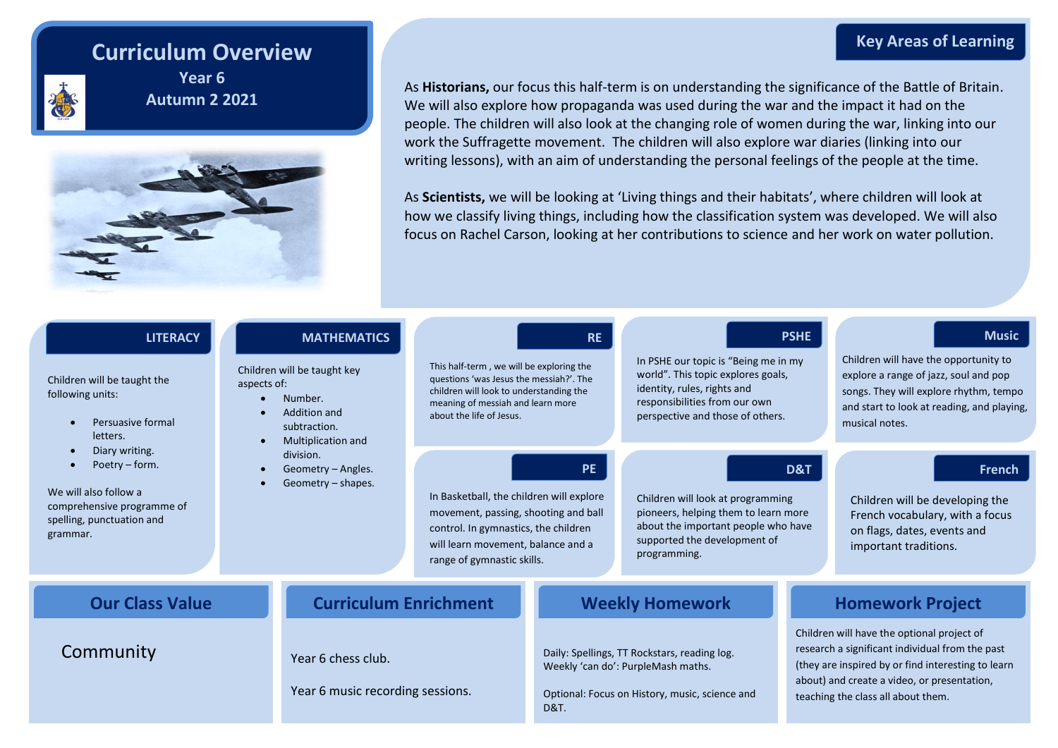# Curriculum Overview

## Year 6

## Autumn 2 2021

## Key Areas of Learning

As **Historians,** our focus this half-term is on understanding the significance of the Battle of Britain. We will also explore how propaganda was used during the war and the impact it had on the people. The children will also look at the changing role of women during the war, linking into our work the Suffragette movement. The children will also explore war diaries (linking into our writing lessons), with an aim of understanding the personal feelings of the people at the time.

As **Scientists,** we will be looking at 'Living things and their habitats', where children will look at how we classify living things, including how the classification system was developed. We will also focus on Rachel Carson, looking at her contributions to science and her work on water pollution.

### LITERACY

Children will be taught the following units:

- Persuasive formal letters.
- Diary writing.
- Poetry – form.

We will also follow a comprehensive programme of spelling, punctuation and grammar.

### MATHEMATICS

Children will be taught key aspects of:

- Number.
- Addition and subtraction.
- Multiplication and division.
- Geometry – Angles.
- Geometry – shapes.

### RE

This half-term , we will be exploring the questions 'was Jesus the messiah?'. The children will look to understanding the meaning of messiah and learn more about the life of Jesus.

### PSHE

In PSHE our topic is "Being me in my world". This topic explores goals, identity, rules, rights and responsibilities from our own perspective and those of others.

### Music

Children will have the opportunity to explore a range of jazz, soul and pop songs. They will explore rhythm, tempo and start to look at reading, and playing, musical notes.

### PE

In Basketball, the children will explore movement, passing, shooting and ball control. In gymnastics, the children will learn movement, balance and a range of gymnastic skills.

### D&T

Children will look at programming pioneers, helping them to learn more about the important people who have supported the development of programming.

### French

Children will be developing the French vocabulary, with a focus on flags, dates, events and important traditions.

## Our Class Value

Community

## Curriculum Enrichment

Year 6 chess club.

Year 6 music recording sessions.

## Weekly Homework

Daily: Spellings, TT Rockstars, reading log.
Weekly 'can do': PurpleMash maths.

Optional: Focus on History, music, science and D&T.

## Homework Project

Children will have the optional project of research a significant individual from the past (they are inspired by or find interesting to learn about) and create a video, or presentation, teaching the class all about them.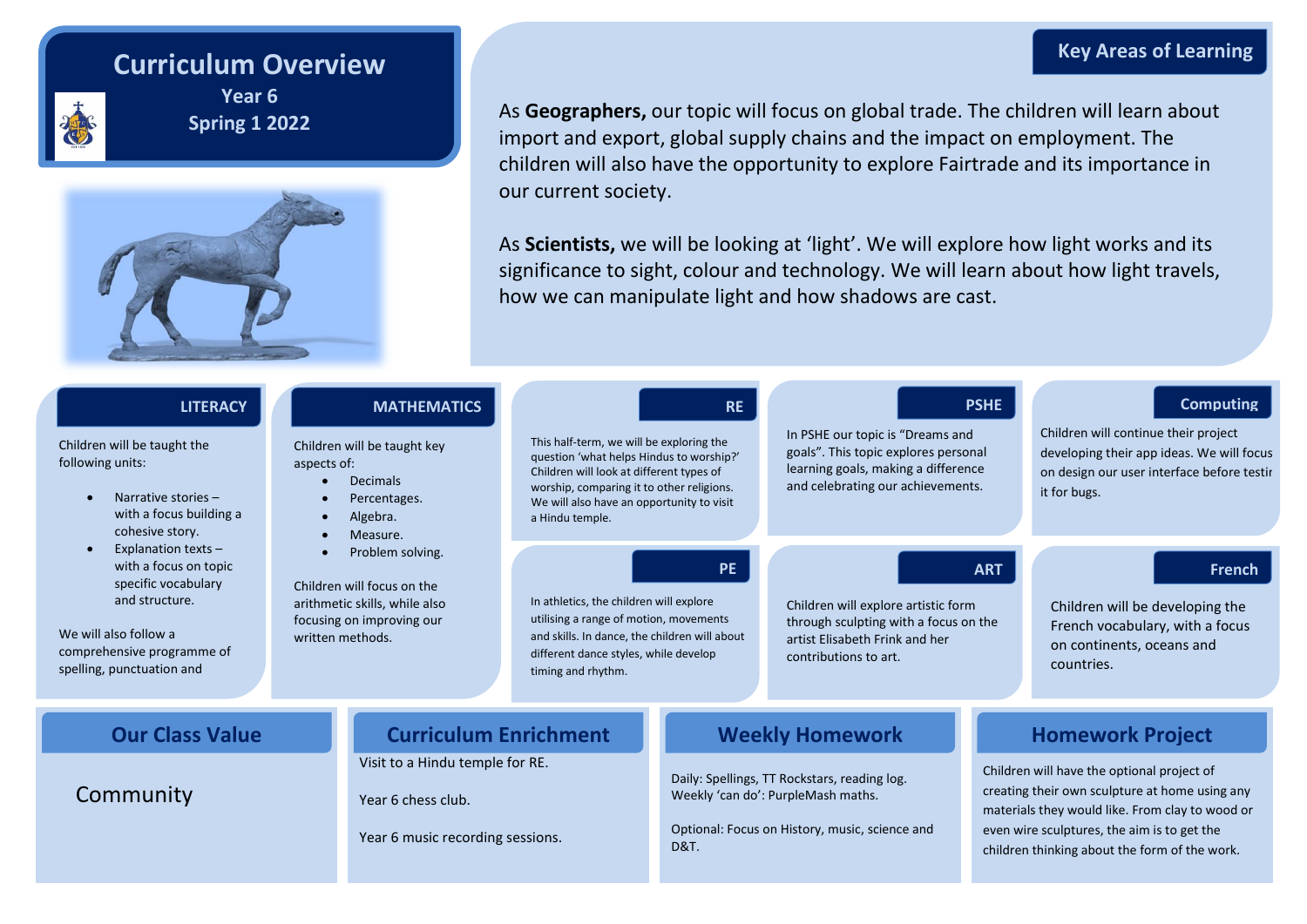# Curriculum Overview

Year 6

Spring 1 2022

## Key Areas of Learning

As **Geographers,** our topic will focus on global trade. The children will learn about import and export, global supply chains and the impact on employment. The children will also have the opportunity to explore Fairtrade and its importance in our current society.

As **Scientists,** we will be looking at 'light'. We will explore how light works and its significance to sight, colour and technology. We will learn about how light travels, how we can manipulate light and how shadows are cast.

### LITERACY

Children will be taught the following units:

- Narrative stories – with a focus building a cohesive story.
- Explanation texts – with a focus on topic specific vocabulary and structure.

We will also follow a comprehensive programme of spelling, punctuation and

### MATHEMATICS

Children will be taught key aspects of:

- Decimals
- Percentages.
- Algebra.
- Measure.
- Problem solving.

Children will focus on the arithmetic skills, while also focusing on improving our written methods.

### RE

This half-term, we will be exploring the question 'what helps Hindus to worship?' Children will look at different types of worship, comparing it to other religions. We will also have an opportunity to visit a Hindu temple.

### PSHE

In PSHE our topic is "Dreams and goals". This topic explores personal learning goals, making a difference and celebrating our achievements.

### Computing

Children will continue their project developing their app ideas. We will focus on design our user interface before testir it for bugs.

### PE

In athletics, the children will explore utilising a range of motion, movements and skills. In dance, the children will about different dance styles, while develop timing and rhythm.

### ART

Children will explore artistic form through sculpting with a focus on the artist Elisabeth Frink and her contributions to art.

### French

Children will be developing the French vocabulary, with a focus on continents, oceans and countries.

## Our Class Value

Community

## Curriculum Enrichment

Visit to a Hindu temple for RE.

Year 6 chess club.

Year 6 music recording sessions.

## Weekly Homework

Daily: Spellings, TT Rockstars, reading log.
Weekly 'can do': PurpleMash maths.

Optional: Focus on History, music, science and D&T.

## Homework Project

Children will have the optional project of creating their own sculpture at home using any materials they would like. From clay to wood or even wire sculptures, the aim is to get the children thinking about the form of the work.